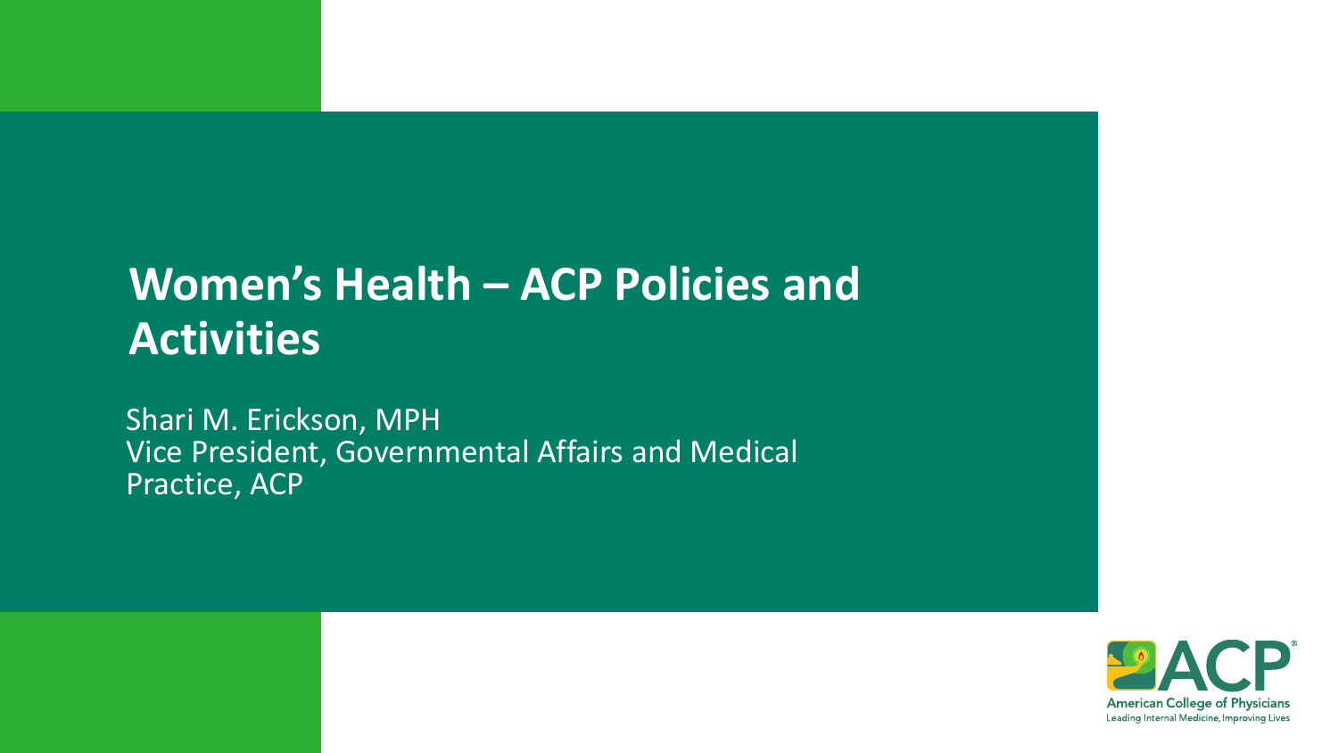# Women's Health – ACP Policies and Activities

Shari M. Erickson, MPH
Vice President, Governmental Affairs and Medical Practice, ACP

American College of Physicians
Leading Internal Medicine, Improving Lives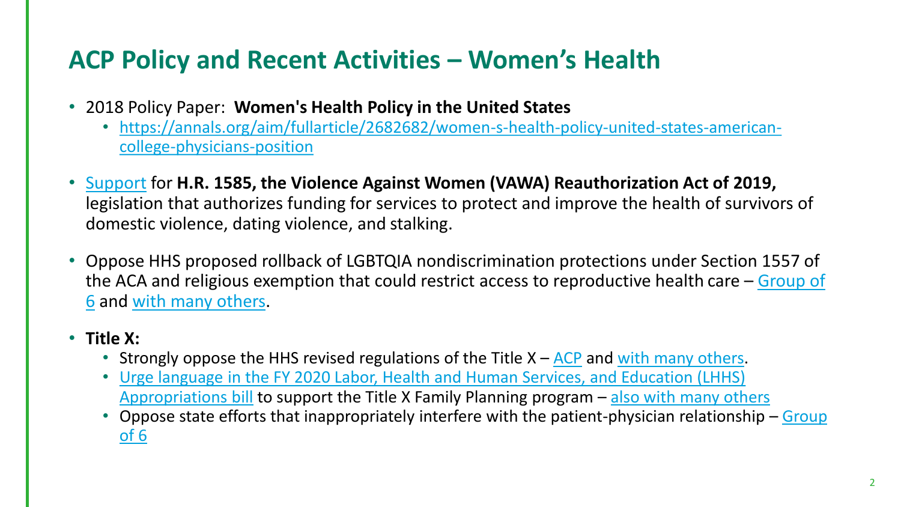# ACP Policy and Recent Activities – Women's Health

- 2018 Policy Paper: **Women's Health Policy in the United States**
  - https://annals.org/aim/fullarticle/2682682/women-s-health-policy-united-states-american-college-physicians-position
- Support for **H.R. 1585, the Violence Against Women (VAWA) Reauthorization Act of 2019,** legislation that authorizes funding for services to protect and improve the health of survivors of domestic violence, dating violence, and stalking.
- Oppose HHS proposed rollback of LGBTQIA nondiscrimination protections under Section 1557 of the ACA and religious exemption that could restrict access to reproductive health care – Group of 6 and with many others.
- **Title X:**
  - Strongly oppose the HHS revised regulations of the Title X – ACP and with many others.
  - Urge language in the FY 2020 Labor, Health and Human Services, and Education (LHHS) Appropriations bill to support the Title X Family Planning program – also with many others
  - Oppose state efforts that inappropriately interfere with the patient-physician relationship – Group of 6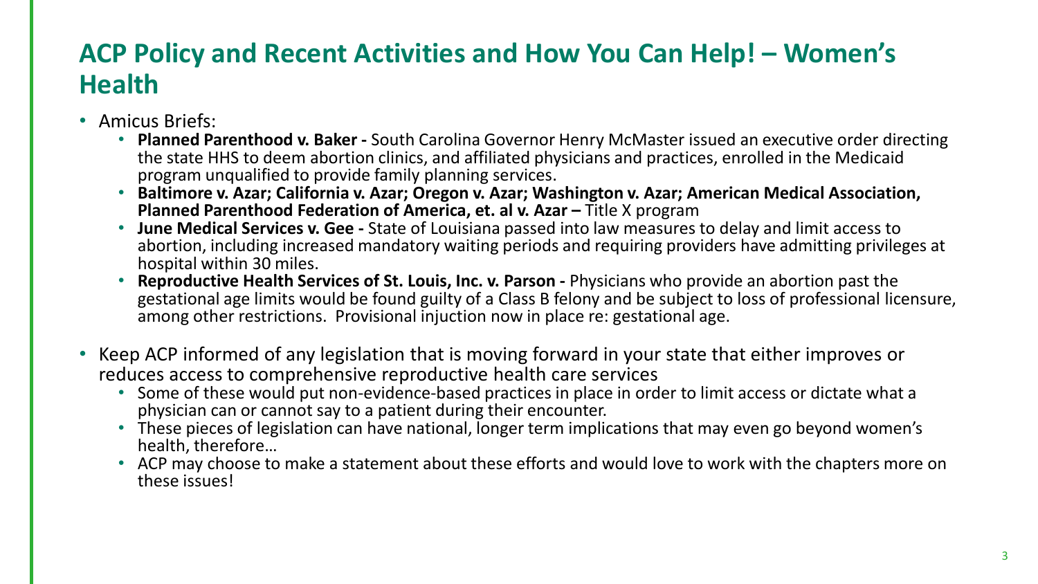## ACP Policy and Recent Activities and How You Can Help! – Women's Health

- Amicus Briefs:
  - **Planned Parenthood v. Baker -** South Carolina Governor Henry McMaster issued an executive order directing the state HHS to deem abortion clinics, and affiliated physicians and practices, enrolled in the Medicaid program unqualified to provide family planning services.
  - **Baltimore v. Azar; California v. Azar; Oregon v. Azar; Washington v. Azar; American Medical Association, Planned Parenthood Federation of America, et. al v. Azar –** Title X program
  - **June Medical Services v. Gee -** State of Louisiana passed into law measures to delay and limit access to abortion, including increased mandatory waiting periods and requiring providers have admitting privileges at hospital within 30 miles.
  - **Reproductive Health Services of St. Louis, Inc. v. Parson -** Physicians who provide an abortion past the gestational age limits would be found guilty of a Class B felony and be subject to loss of professional licensure, among other restrictions. Provisional injuction now in place re: gestational age.
- Keep ACP informed of any legislation that is moving forward in your state that either improves or reduces access to comprehensive reproductive health care services
  - Some of these would put non-evidence-based practices in place in order to limit access or dictate what a physician can or cannot say to a patient during their encounter.
  - These pieces of legislation can have national, longer term implications that may even go beyond women's health, therefore…
  - ACP may choose to make a statement about these efforts and would love to work with the chapters more on these issues!